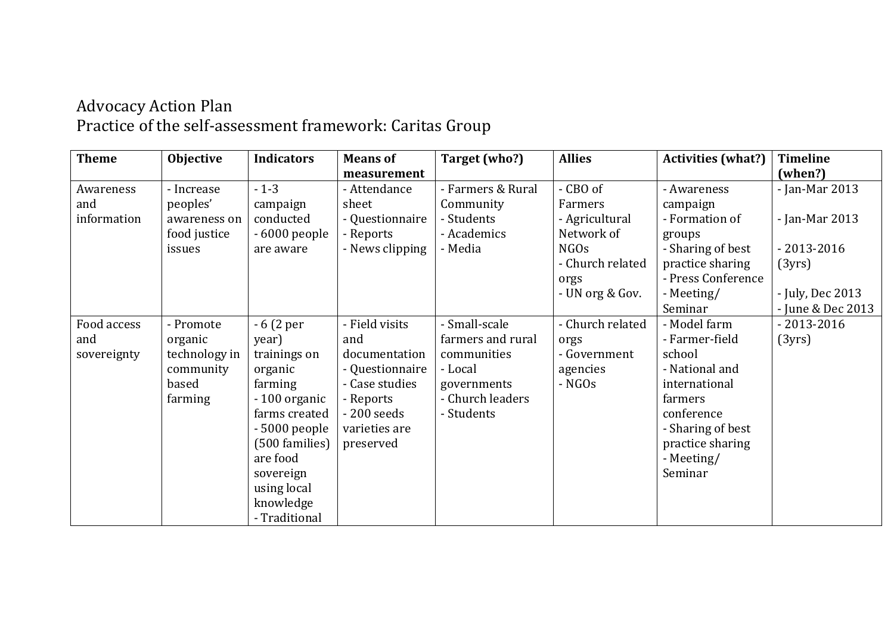Advocacy Action Plan
Practice of the self-assessment framework: Caritas Group

| Theme | Objective | Indicators | Means of measurement | Target (who?) | Allies | Activities (what?) | Timeline (when?) |
|---|---|---|---|---|---|---|---|
| Awareness and information | - Increase peoples' awareness on food justice issues | - 1-3 campaign conducted<br>- 6000 people are aware | - Attendance sheet<br>- Questionnaire<br>- Reports<br>- News clipping | - Farmers & Rural Community<br>- Students<br>- Academics<br>- Media | - CBO of Farmers<br>- Agricultural Network of NGOs<br>- Church related orgs<br>- UN org & Gov. | - Awareness campaign<br>- Formation of groups<br>- Sharing of best practice sharing<br>- Press Conference<br>- Meeting/ Seminar | - Jan-Mar 2013<br>- Jan-Mar 2013<br>- 2013-2016 (3yrs)<br>- July, Dec 2013<br>- June & Dec 2013 |
| Food access and sovereignty | - Promote organic technology in community based farming | - 6 (2 per year) trainings on organic farming<br>- 100 organic farms created<br>- 5000 people (500 families) are food sovereign using local knowledge<br>- Traditional | - Field visits and documentation<br>- Questionnaire<br>- Case studies<br>- Reports<br>- 200 seeds varieties are preserved | - Small-scale farmers and rural communities<br>- Local governments<br>- Church leaders<br>- Students | - Church related orgs<br>- Government agencies<br>- NGOs | - Model farm<br>- Farmer-field school<br>- National and international farmers conference<br>- Sharing of best practice sharing<br>- Meeting/ Seminar | - 2013-2016 (3yrs) |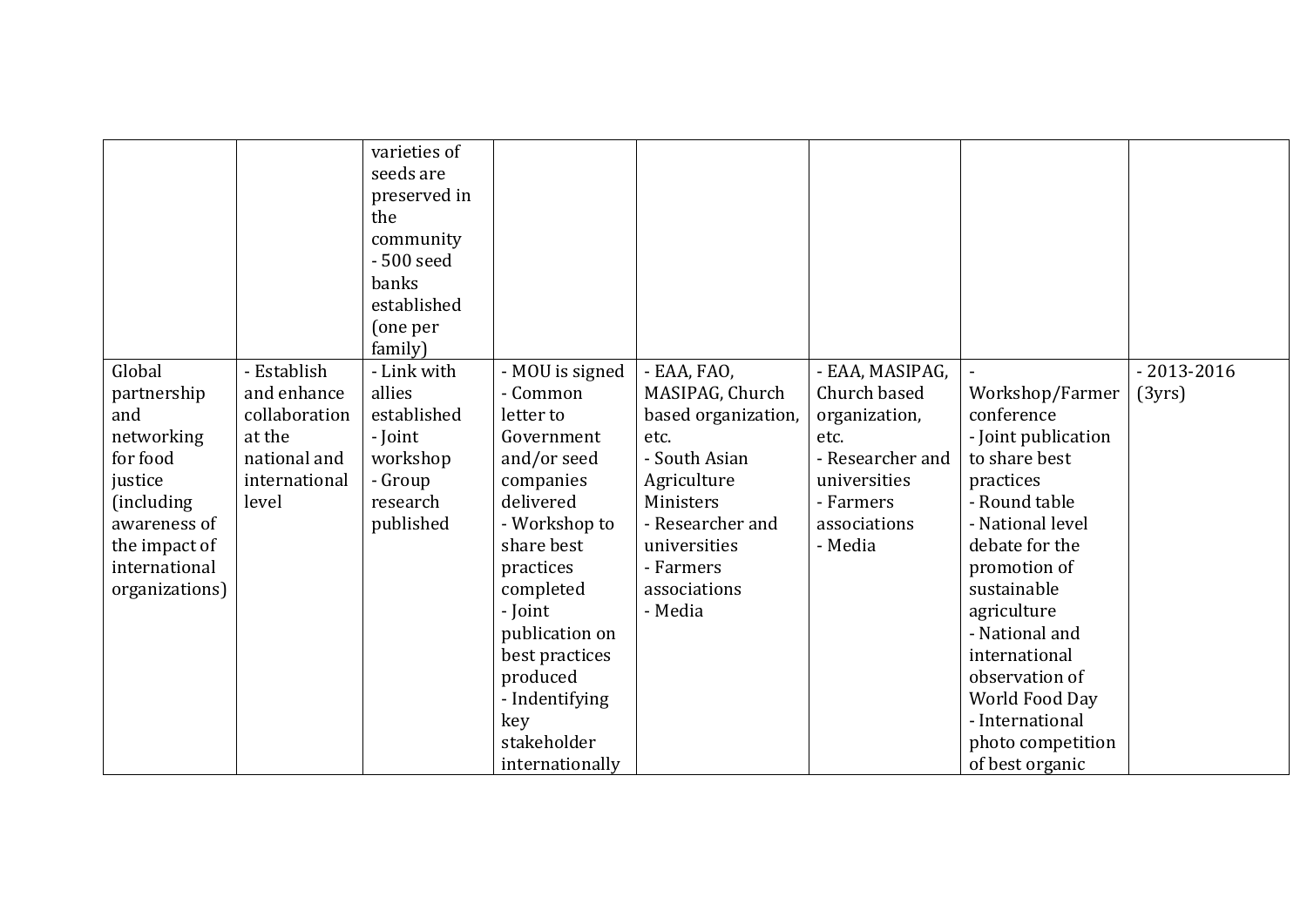|  |  |  |  |  |  |  |  |
|---|---|---|---|---|---|---|---|
|  |  | varieties of seeds are preserved in the community<br>- 500 seed banks established (one per family) |  |  |  |  |  |
| Global partnership and networking for food justice (including awareness of the impact of international organizations) | - Establish and enhance collaboration at the national and international level | - Link with allies established<br>- Joint workshop<br>- Group research published | - MOU is signed<br>- Common letter to Government and/or seed companies delivered<br>- Workshop to share best practices completed<br>- Joint publication on best practices produced<br>- Indentifying key stakeholder internationally | - EAA, FAO, MASIPAG, Church based organization, etc.<br>- South Asian Agriculture Ministers<br>- Researcher and universities<br>- Farmers associations<br>- Media | - EAA, MASIPAG, Church based organization, etc.<br>- Researcher and universities<br>- Farmers associations<br>- Media | - Workshop/Farmer conference<br>- Joint publication to share best practices<br>- Round table<br>- National level debate for the promotion of sustainable agriculture<br>- National and international observation of World Food Day<br>- International photo competition of best organic | - 2013-2016 (3yrs) |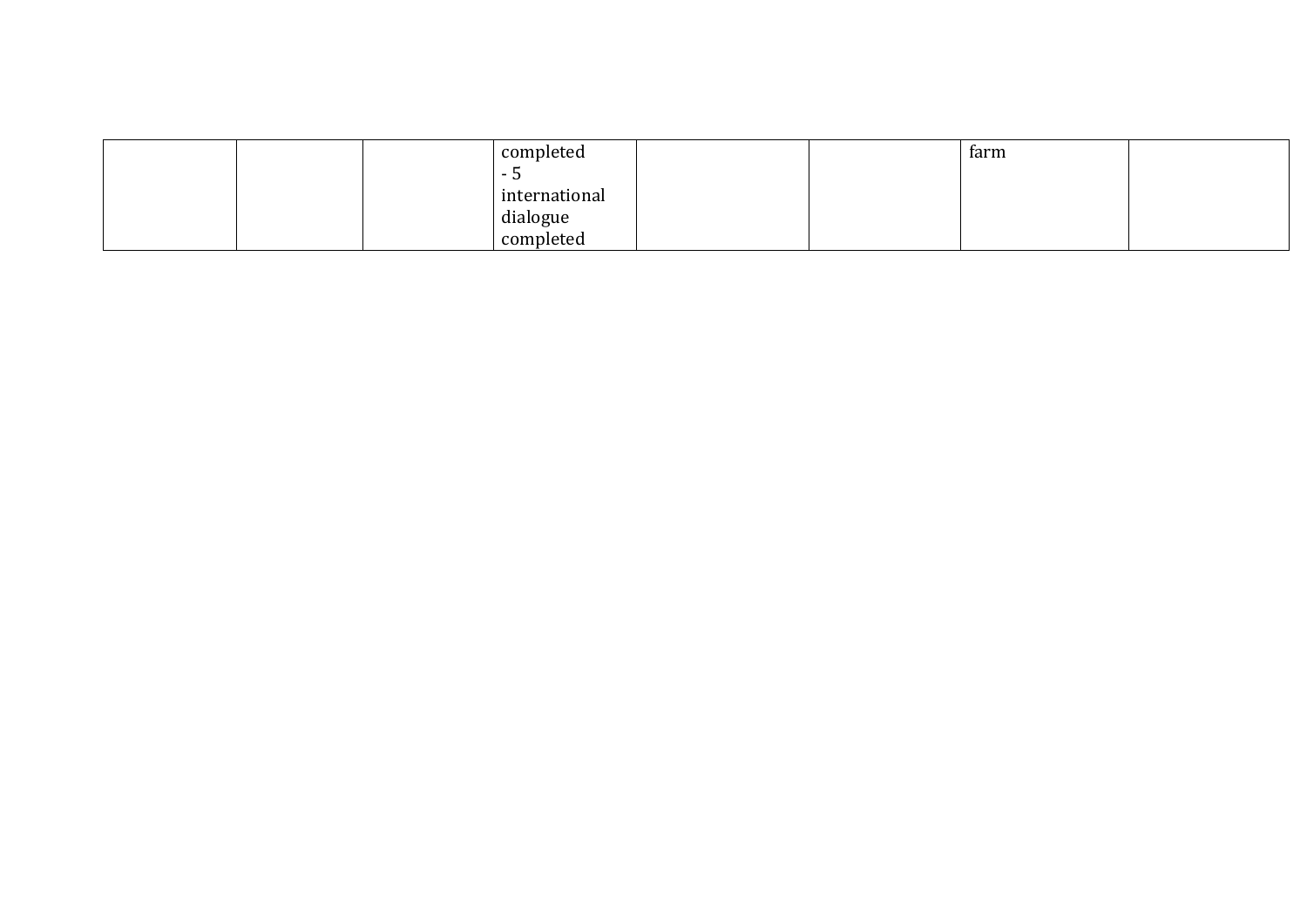| | | | | | | | |
|---|---|---|---|---|---|---|---|
| | | | completed<br>- 5 international dialogue completed | | | farm | |